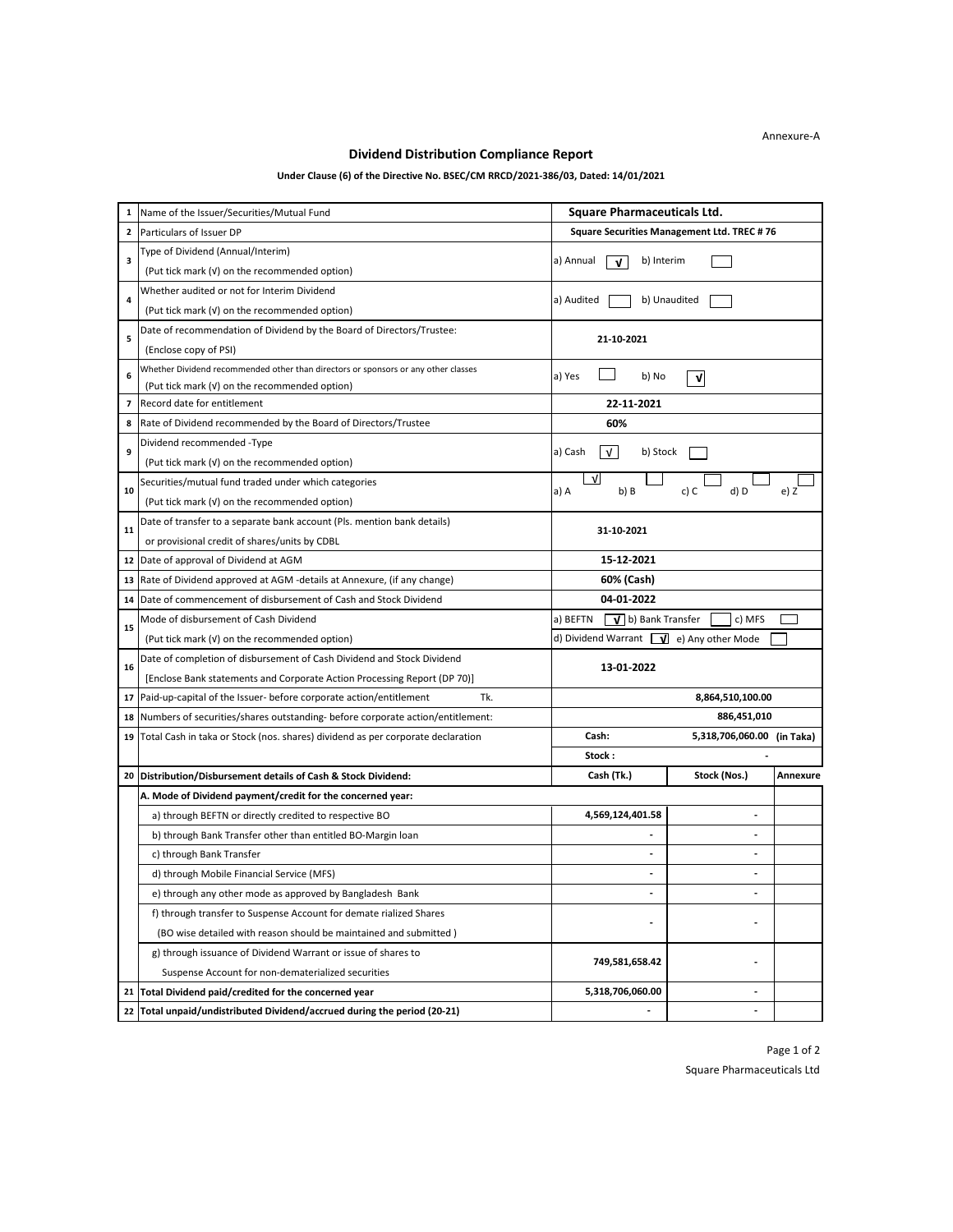Annexure-A

# Dividend Distribution Compliance Report

**Under Clause (6) of the Directive No. BSEC/CM RRCD/2021-386/03, Dated: 14/01/2021**

| | | | | |
|---|---|---|---|---|
| 1 | Name of the Issuer/Securities/Mutual Fund | **Square Pharmaceuticals Ltd.** | | |
| 2 | Particulars of Issuer DP | **Square Securities Management Ltd. TREC # 76** | | |
| 3 | Type of Dividend (Annual/Interim)<br>(Put tick mark (√) on the recommended option) | a) Annual [√] b) Interim [ ] | | |
| 4 | Whether audited or not for Interim Dividend<br>(Put tick mark (√) on the recommended option) | a) Audited [ ] b) Unaudited [ ] | | |
| 5 | Date of recommendation of Dividend by the Board of Directors/Trustee:<br>(Enclose copy of PSI) | **21-10-2021** | | |
| 6 | Whether Dividend recommended other than directors or sponsors or any other classes<br>(Put tick mark (√) on the recommended option) | a) Yes [ ] b) No [√] | | |
| 7 | Record date for entitlement | **22-11-2021** | | |
| 8 | Rate of Dividend recommended by the Board of Directors/Trustee | **60%** | | |
| 9 | Dividend recommended -Type<br>(Put tick mark (√) on the recommended option) | a) Cash [√] b) Stock [ ] | | |
| 10 | Securities/mutual fund traded under which categories<br>(Put tick mark (√) on the recommended option) | a) A [√] b) B [ ] c) C [ ] d) D [ ] e) Z [ ] | | |
| 11 | Date of transfer to a separate bank account (Pls. mention bank details)<br>or provisional credit of shares/units by CDBL | **31-10-2021** | | |
| 12 | Date of approval of Dividend at AGM | **15-12-2021** | | |
| 13 | Rate of Dividend approved at AGM -details at Annexure, (if any change) | **60% (Cash)** | | |
| 14 | Date of commencement of disbursement of Cash and Stock Dividend | **04-01-2022** | | |
| 15 | Mode of disbursement of Cash Dividend<br>(Put tick mark (√) on the recommended option) | a) BEFTN [√] b) Bank Transfer [ ] c) MFS [ ]<br>d) Dividend Warrant [√] e) Any other Mode [ ] | | |
| 16 | Date of completion of disbursement of Cash Dividend and Stock Dividend<br>[Enclose Bank statements and Corporate Action Processing Report (DP 70)] | **13-01-2022** | | |
| 17 | Paid-up-capital of the Issuer- before corporate action/entitlement Tk. | **8,864,510,100.00** | | |
| 18 | Numbers of securities/shares outstanding- before corporate action/entitlement: | **886,451,010** | | |
| 19 | Total Cash in taka or Stock (nos. shares) dividend as per corporate declaration | **Cash: 5,318,706,060.00 (in Taka)**<br>**Stock : -** | | |
| 20 | **Distribution/Disbursement details of Cash & Stock Dividend:** | **Cash (Tk.)** | **Stock (Nos.)** | **Annexure** |
| | **A. Mode of Dividend payment/credit for the concerned year:** | | | |
| | a) through BEFTN or directly credited to respective BO | 4,569,124,401.58 | - | |
| | b) through Bank Transfer other than entitled BO-Margin loan | - | - | |
| | c) through Bank Transfer | - | - | |
| | d) through Mobile Financial Service (MFS) | - | - | |
| | e) through any other mode as approved by Bangladesh Bank | - | - | |
| | f) through transfer to Suspense Account for demate rialized Shares<br>(BO wise detailed with reason should be maintained and submitted ) | - | - | |
| | g) through issuance of Dividend Warrant or issue of shares to<br>Suspense Account for non-dematerialized securities | 749,581,658.42 | - | |
| 21 | **Total Dividend paid/credited for the concerned year** | 5,318,706,060.00 | - | |
| 22 | **Total unpaid/undistributed Dividend/accrued during the period (20-21)** | - | - | |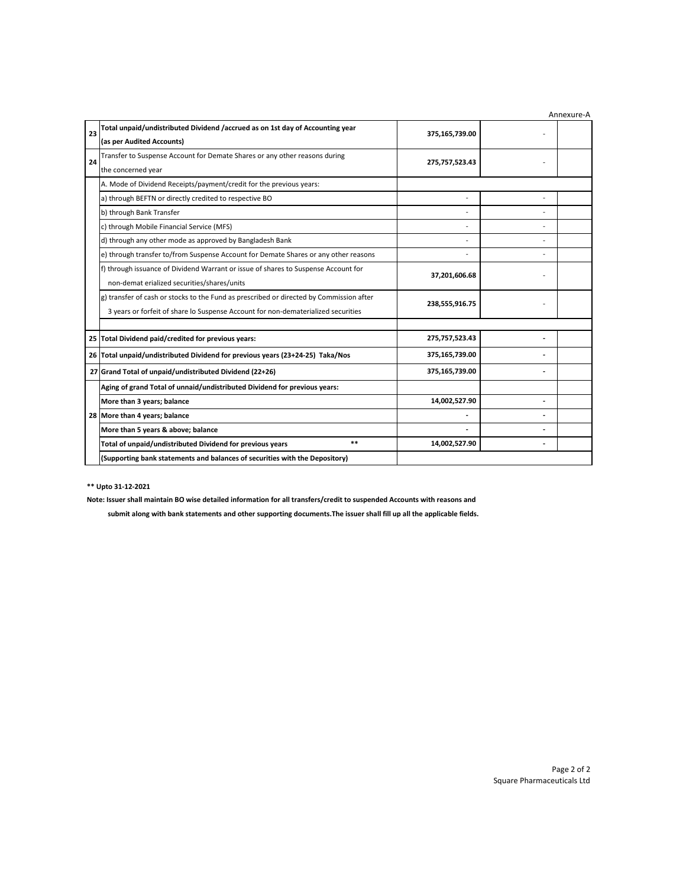Annexure-A

| | | | | |
|---|---|---|---|---|
| 23 | **Total unpaid/undistributed Dividend /accrued as on 1st day of Accounting year (as per Audited Accounts)** | **375,165,739.00** | - | |
| 24 | Transfer to Suspense Account for Demate Shares or any other reasons during the concerned year | **275,757,523.43** | - | |
| | A. Mode of Dividend Receipts/payment/credit for the previous years: | | | |
| | a) through BEFTN or directly credited to respective BO | - | - | |
| | b) through Bank Transfer | - | - | |
| | c) through Mobile Financial Service (MFS) | - | - | |
| | d) through any other mode as approved by Bangladesh Bank | - | - | |
| | e) through transfer to/from Suspense Account for Demate Shares or any other reasons | - | - | |
| | f) through issuance of Dividend Warrant or issue of shares to Suspense Account for non-demat erialized securities/shares/units | **37,201,606.68** | - | |
| | g) transfer of cash or stocks to the Fund as prescribed or directed by Commission after 3 years or forfeit of share lo Suspense Account for non-dematerialized securities | **238,555,916.75** | - | |
| | | | | |
| 25 | **Total Dividend paid/credited for previous years:** | **275,757,523.43** | **-** | |
| 26 | **Total unpaid/undistributed Dividend for previous years (23+24-25) Taka/Nos** | **375,165,739.00** | **-** | |
| 27 | **Grand Total of unpaid/undistributed Dividend (22+26)** | **375,165,739.00** | **-** | |
| | **Aging of grand Total of unnaid/undistributed Dividend for previous years:** | | | |
| 28 | **More than 3 years; balance** | **14,002,527.90** | **-** | |
| | **More than 4 years; balance** | **-** | **-** | |
| | **More than 5 years & above; balance** | **-** | **-** | |
| | **Total of unpaid/undistributed Dividend for previous years** ** | **14,002,527.90** | **-** | |
| | **(Supporting bank statements and balances of securities with the Depository)** | | | |

**** Upto 31-12-2021**

**Note: Issuer shall maintain BO wise detailed information for all transfers/credit to suspended Accounts with reasons and submit along with bank statements and other supporting documents.The issuer shall fill up all the applicable fields.**

Square Pharmaceuticals Ltd